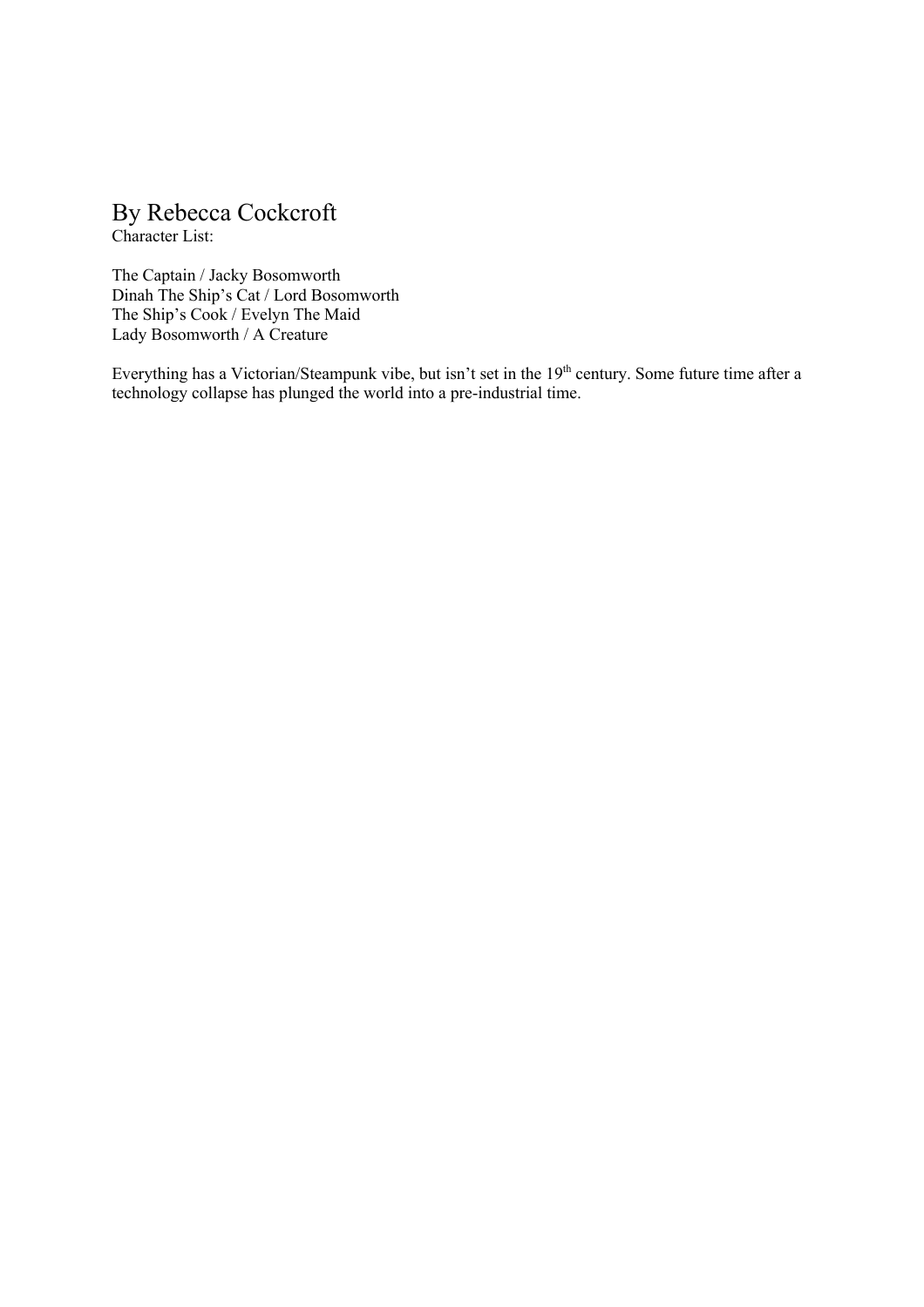By Rebecca Cockcroft

Character List:

The Captain / Jacky Bosomworth
Dinah The Ship's Cat / Lord Bosomworth
The Ship's Cook / Evelyn The Maid
Lady Bosomworth / A Creature

Everything has a Victorian/Steampunk vibe, but isn't set in the 19th century. Some future time after a technology collapse has plunged the world into a pre-industrial time.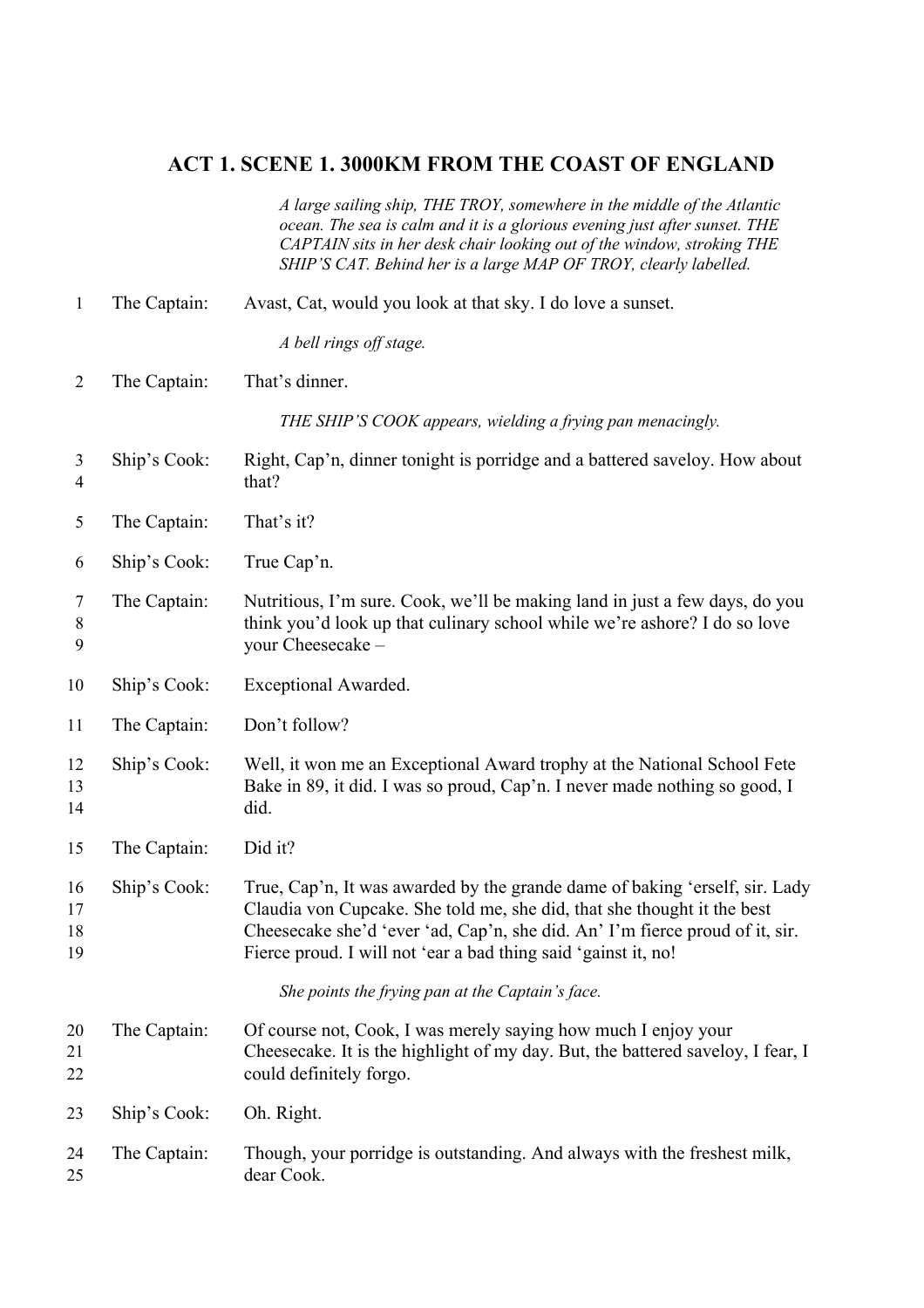## ACT 1. SCENE 1. 3000KM FROM THE COAST OF ENGLAND

*A large sailing ship, THE TROY, somewhere in the middle of the Atlantic ocean. The sea is calm and it is a glorious evening just after sunset. THE CAPTAIN sits in her desk chair looking out of the window, stroking THE SHIP'S CAT. Behind her is a large MAP OF TROY, clearly labelled.*

1 The Captain: Avast, Cat, would you look at that sky. I do love a sunset.

*A bell rings off stage.*

2 The Captain: That's dinner.

*THE SHIP'S COOK appears, wielding a frying pan menacingly.*

3–4 Ship's Cook: Right, Cap'n, dinner tonight is porridge and a battered saveloy. How about that?

5 The Captain: That's it?

6 Ship's Cook: True Cap'n.

7–9 The Captain: Nutritious, I'm sure. Cook, we'll be making land in just a few days, do you think you'd look up that culinary school while we're ashore? I do so love your Cheesecake –

10 Ship's Cook: Exceptional Awarded.

11 The Captain: Don't follow?

12–14 Ship's Cook: Well, it won me an Exceptional Award trophy at the National School Fete Bake in 89, it did. I was so proud, Cap'n. I never made nothing so good, I did.

15 The Captain: Did it?

16–19 Ship's Cook: True, Cap'n, It was awarded by the grande dame of baking 'erself, sir. Lady Claudia von Cupcake. She told me, she did, that she thought it the best Cheesecake she'd 'ever 'ad, Cap'n, she did. An' I'm fierce proud of it, sir. Fierce proud. I will not 'ear a bad thing said 'gainst it, no!

*She points the frying pan at the Captain's face.*

20–22 The Captain: Of course not, Cook, I was merely saying how much I enjoy your Cheesecake. It is the highlight of my day. But, the battered saveloy, I fear, I could definitely forgo.

23 Ship's Cook: Oh. Right.

24–25 The Captain: Though, your porridge is outstanding. And always with the freshest milk, dear Cook.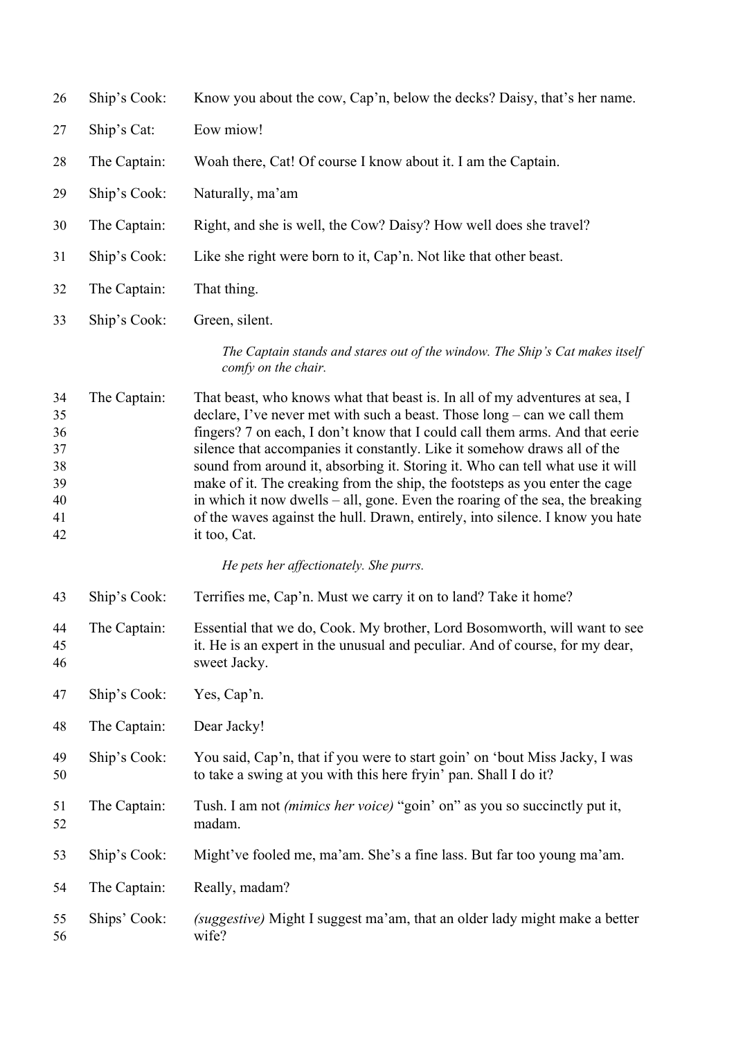| | | |
|---|---|---|
| 26 | Ship's Cook: | Know you about the cow, Cap'n, below the decks? Daisy, that's her name. |
| 27 | Ship's Cat: | Eow miow! |
| 28 | The Captain: | Woah there, Cat! Of course I know about it. I am the Captain. |
| 29 | Ship's Cook: | Naturally, ma'am |
| 30 | The Captain: | Right, and she is well, the Cow? Daisy? How well does she travel? |
| 31 | Ship's Cook: | Like she right were born to it, Cap'n. Not like that other beast. |
| 32 | The Captain: | That thing. |
| 33 | Ship's Cook: | Green, silent. |
| | | *The Captain stands and stares out of the window. The Ship's Cat makes itself comfy on the chair.* |
| 34–42 | The Captain: | That beast, who knows what that beast is. In all of my adventures at sea, I declare, I've never met with such a beast. Those long – can we call them fingers? 7 on each, I don't know that I could call them arms. And that eerie silence that accompanies it constantly. Like it somehow draws all of the sound from around it, absorbing it. Storing it. Who can tell what use it will make of it. The creaking from the ship, the footsteps as you enter the cage in which it now dwells – all, gone. Even the roaring of the sea, the breaking of the waves against the hull. Drawn, entirely, into silence. I know you hate it too, Cat. |
| | | *He pets her affectionately. She purrs.* |
| 43 | Ship's Cook: | Terrifies me, Cap'n. Must we carry it on to land? Take it home? |
| 44–46 | The Captain: | Essential that we do, Cook. My brother, Lord Bosomworth, will want to see it. He is an expert in the unusual and peculiar. And of course, for my dear, sweet Jacky. |
| 47 | Ship's Cook: | Yes, Cap'n. |
| 48 | The Captain: | Dear Jacky! |
| 49–50 | Ship's Cook: | You said, Cap'n, that if you were to start goin' on 'bout Miss Jacky, I was to take a swing at you with this here fryin' pan. Shall I do it? |
| 51–52 | The Captain: | Tush. I am not *(mimics her voice)* "goin' on" as you so succinctly put it, madam. |
| 53 | Ship's Cook: | Might've fooled me, ma'am. She's a fine lass. But far too young ma'am. |
| 54 | The Captain: | Really, madam? |
| 55–56 | Ships' Cook: | *(suggestive)* Might I suggest ma'am, that an older lady might make a better wife? |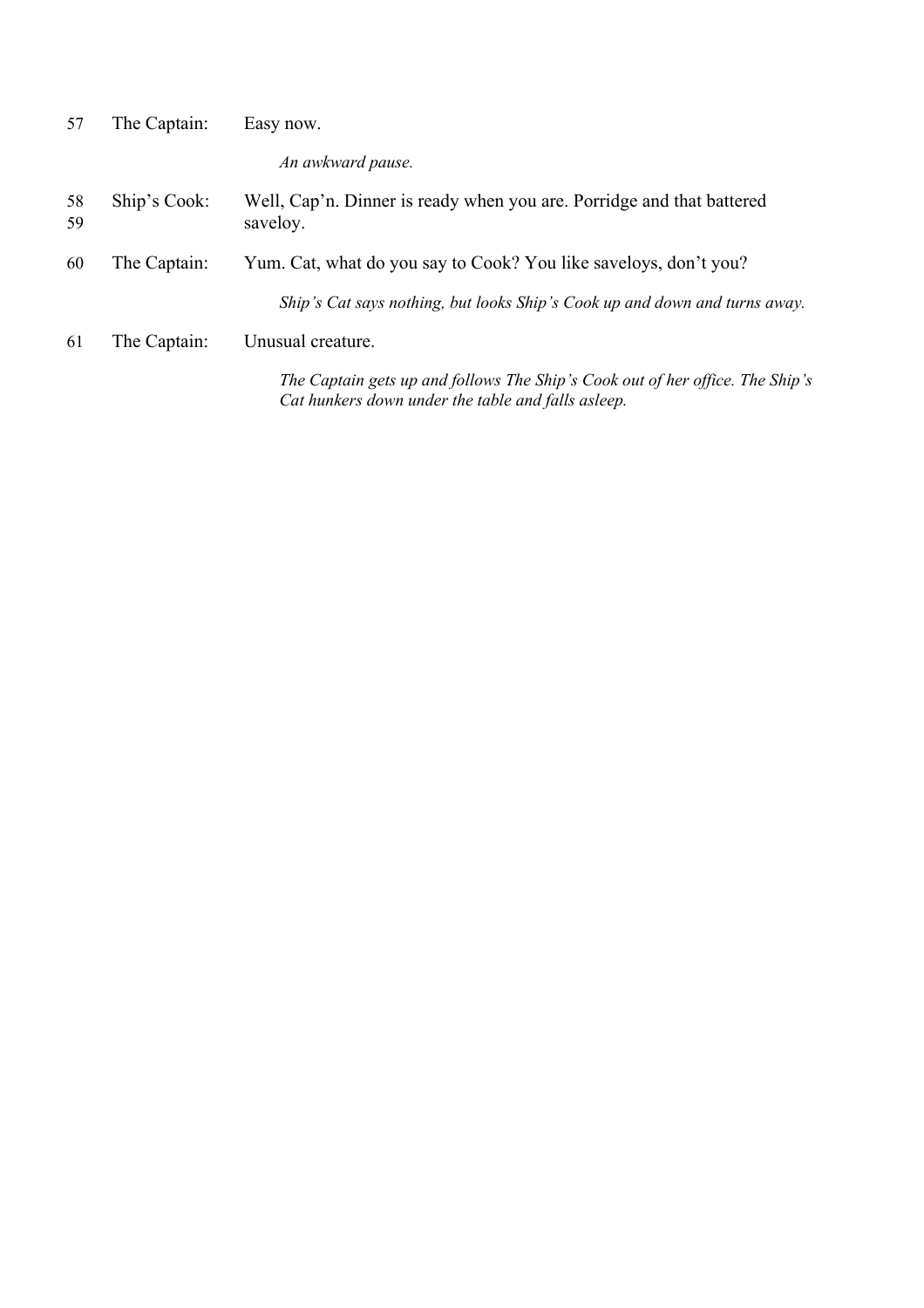| | | |
|---|---|---|
| 57 | The Captain: | Easy now. |
| | | *An awkward pause.* |
| 58<br>59 | Ship's Cook: | Well, Cap'n. Dinner is ready when you are. Porridge and that battered saveloy. |
| 60 | The Captain: | Yum. Cat, what do you say to Cook? You like saveloys, don't you? |
| | | *Ship's Cat says nothing, but looks Ship's Cook up and down and turns away.* |
| 61 | The Captain: | Unusual creature. |
| | | *The Captain gets up and follows The Ship's Cook out of her office. The Ship's Cat hunkers down under the table and falls asleep.* |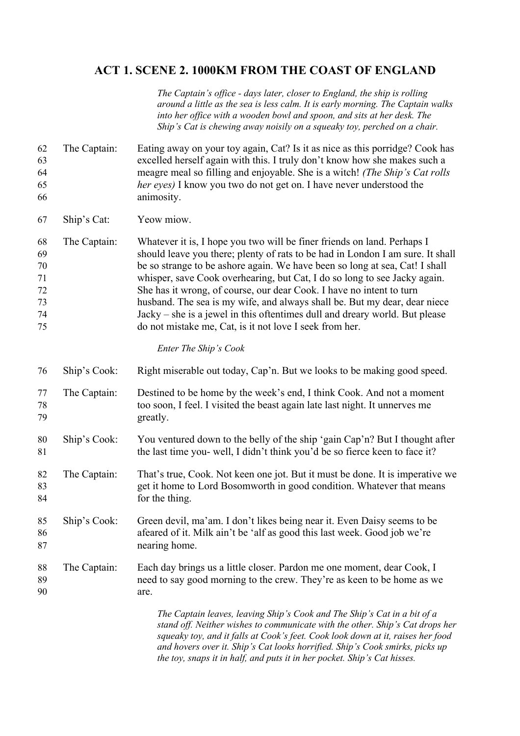## ACT 1. SCENE 2. 1000KM FROM THE COAST OF ENGLAND

*The Captain's office - days later, closer to England, the ship is rolling around a little as the sea is less calm. It is early morning. The Captain walks into her office with a wooden bowl and spoon, and sits at her desk. The Ship's Cat is chewing away noisily on a squeaky toy, perched on a chair.*

62 **The Captain:** Eating away on your toy again, Cat? Is it as nice as this porridge? Cook has
63 excelled herself again with this. I truly don't know how she makes such a
64 meagre meal so filling and enjoyable. She is a witch! *(The Ship's Cat rolls*
65 *her eyes)* I know you two do not get on. I have never understood the
66 animosity.

67 **Ship's Cat:** Yeow miow.

68 **The Captain:** Whatever it is, I hope you two will be finer friends on land. Perhaps I
69 should leave you there; plenty of rats to be had in London I am sure. It shall
70 be so strange to be ashore again. We have been so long at sea, Cat! I shall
71 whisper, save Cook overhearing, but Cat, I do so long to see Jacky again.
72 She has it wrong, of course, our dear Cook. I have no intent to turn
73 husband. The sea is my wife, and always shall be. But my dear, dear niece
74 Jacky – she is a jewel in this oftentimes dull and dreary world. But please
75 do not mistake me, Cat, is it not love I seek from her.

*Enter The Ship's Cook*

76 **Ship's Cook:** Right miserable out today, Cap'n. But we looks to be making good speed.

77 **The Captain:** Destined to be home by the week's end, I think Cook. And not a moment
78 too soon, I feel. I visited the beast again late last night. It unnerves me
79 greatly.

80 **Ship's Cook:** You ventured down to the belly of the ship 'gain Cap'n? But I thought after
81 the last time you- well, I didn't think you'd be so fierce keen to face it?

82 **The Captain:** That's true, Cook. Not keen one jot. But it must be done. It is imperative we
83 get it home to Lord Bosomworth in good condition. Whatever that means
84 for the thing.

85 **Ship's Cook:** Green devil, ma'am. I don't likes being near it. Even Daisy seems to be
86 afeared of it. Milk ain't be 'alf as good this last week. Good job we're
87 nearing home.

88 **The Captain:** Each day brings us a little closer. Pardon me one moment, dear Cook, I
89 need to say good morning to the crew. They're as keen to be home as we
90 are.

*The Captain leaves, leaving Ship's Cook and The Ship's Cat in a bit of a stand off. Neither wishes to communicate with the other. Ship's Cat drops her squeaky toy, and it falls at Cook's feet. Cook look down at it, raises her food and hovers over it. Ship's Cat looks horrified. Ship's Cook smirks, picks up the toy, snaps it in half, and puts it in her pocket. Ship's Cat hisses.*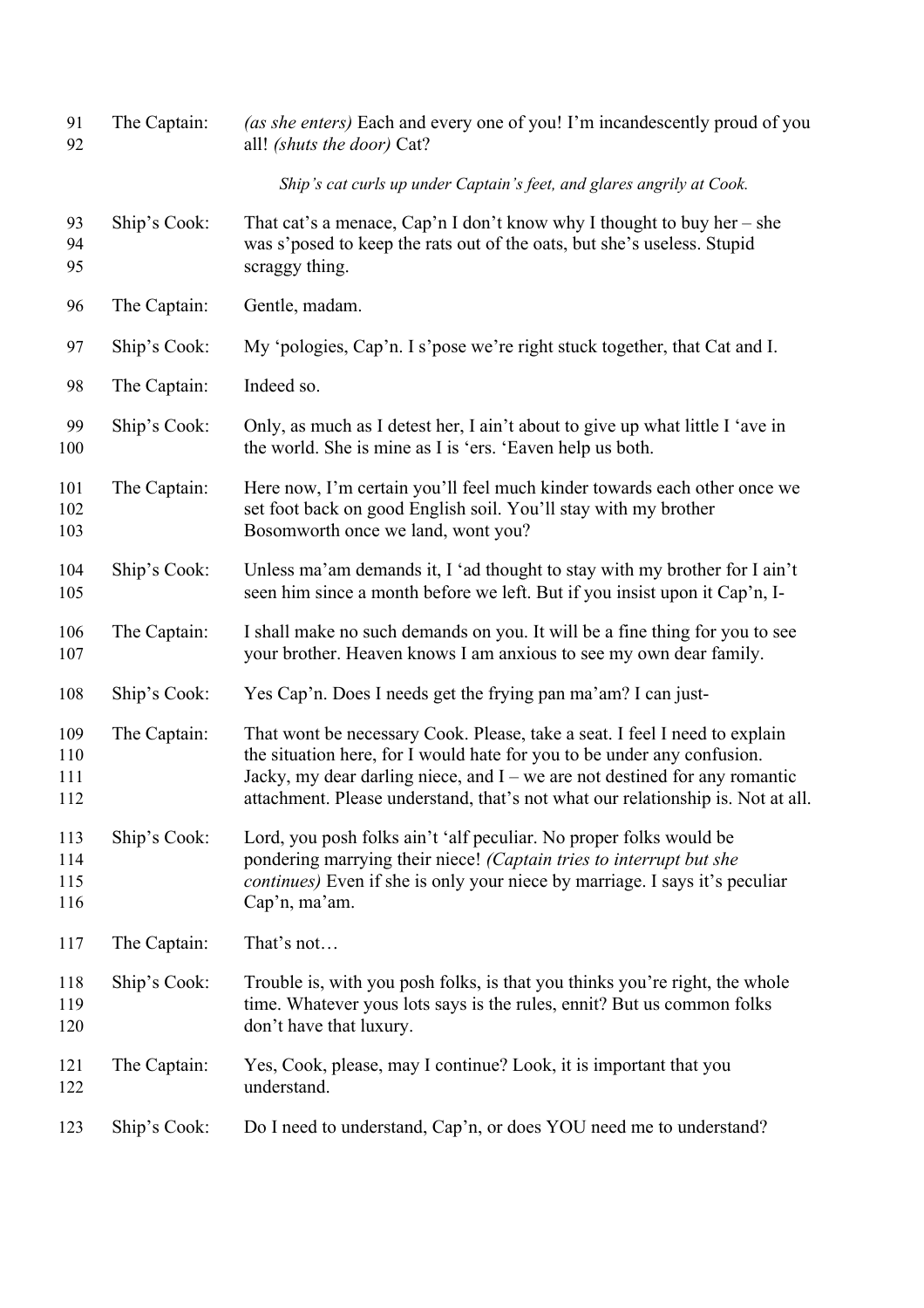91 The Captain: *(as she enters)* Each and every one of you! I'm incandescently proud of you
92 all! *(shuts the door)* Cat?

*Ship's cat curls up under Captain's feet, and glares angrily at Cook.*

93 Ship's Cook: That cat's a menace, Cap'n I don't know why I thought to buy her – she
94 was s'posed to keep the rats out of the oats, but she's useless. Stupid
95 scraggy thing.

96 The Captain: Gentle, madam.

97 Ship's Cook: My 'pologies, Cap'n. I s'pose we're right stuck together, that Cat and I.

98 The Captain: Indeed so.

99 Ship's Cook: Only, as much as I detest her, I ain't about to give up what little I 'ave in
100 the world. She is mine as I is 'ers. 'Eaven help us both.

101 The Captain: Here now, I'm certain you'll feel much kinder towards each other once we
102 set foot back on good English soil. You'll stay with my brother
103 Bosomworth once we land, wont you?

104 Ship's Cook: Unless ma'am demands it, I 'ad thought to stay with my brother for I ain't
105 seen him since a month before we left. But if you insist upon it Cap'n, I-

106 The Captain: I shall make no such demands on you. It will be a fine thing for you to see
107 your brother. Heaven knows I am anxious to see my own dear family.

108 Ship's Cook: Yes Cap'n. Does I needs get the frying pan ma'am? I can just-

109 The Captain: That wont be necessary Cook. Please, take a seat. I feel I need to explain
110 the situation here, for I would hate for you to be under any confusion.
111 Jacky, my dear darling niece, and I – we are not destined for any romantic
112 attachment. Please understand, that's not what our relationship is. Not at all.

113 Ship's Cook: Lord, you posh folks ain't 'alf peculiar. No proper folks would be
114 pondering marrying their niece! *(Captain tries to interrupt but she*
115 *continues)* Even if she is only your niece by marriage. I says it's peculiar
116 Cap'n, ma'am.

117 The Captain: That's not…

118 Ship's Cook: Trouble is, with you posh folks, is that you thinks you're right, the whole
119 time. Whatever yous lots says is the rules, ennit? But us common folks
120 don't have that luxury.

121 The Captain: Yes, Cook, please, may I continue? Look, it is important that you
122 understand.

123 Ship's Cook: Do I need to understand, Cap'n, or does YOU need me to understand?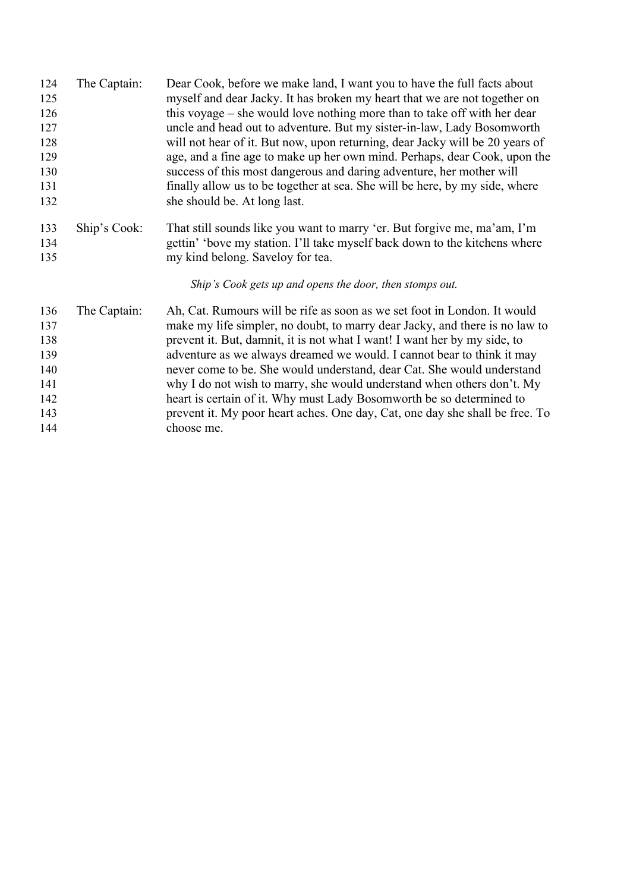124 **The Captain:** Dear Cook, before we make land, I want you to have the full facts about
125 myself and dear Jacky. It has broken my heart that we are not together on
126 this voyage – she would love nothing more than to take off with her dear
127 uncle and head out to adventure. But my sister-in-law, Lady Bosomworth
128 will not hear of it. But now, upon returning, dear Jacky will be 20 years of
129 age, and a fine age to make up her own mind. Perhaps, dear Cook, upon the
130 success of this most dangerous and daring adventure, her mother will
131 finally allow us to be together at sea. She will be here, by my side, where
132 she should be. At long last.

133 **Ship's Cook:** That still sounds like you want to marry 'er. But forgive me, ma'am, I'm
134 gettin' 'bove my station. I'll take myself back down to the kitchens where
135 my kind belong. Saveloy for tea.

*Ship's Cook gets up and opens the door, then stomps out.*

136 **The Captain:** Ah, Cat. Rumours will be rife as soon as we set foot in London. It would
137 make my life simpler, no doubt, to marry dear Jacky, and there is no law to
138 prevent it. But, damnit, it is not what I want! I want her by my side, to
139 adventure as we always dreamed we would. I cannot bear to think it may
140 never come to be. She would understand, dear Cat. She would understand
141 why I do not wish to marry, she would understand when others don't. My
142 heart is certain of it. Why must Lady Bosomworth be so determined to
143 prevent it. My poor heart aches. One day, Cat, one day she shall be free. To
144 choose me.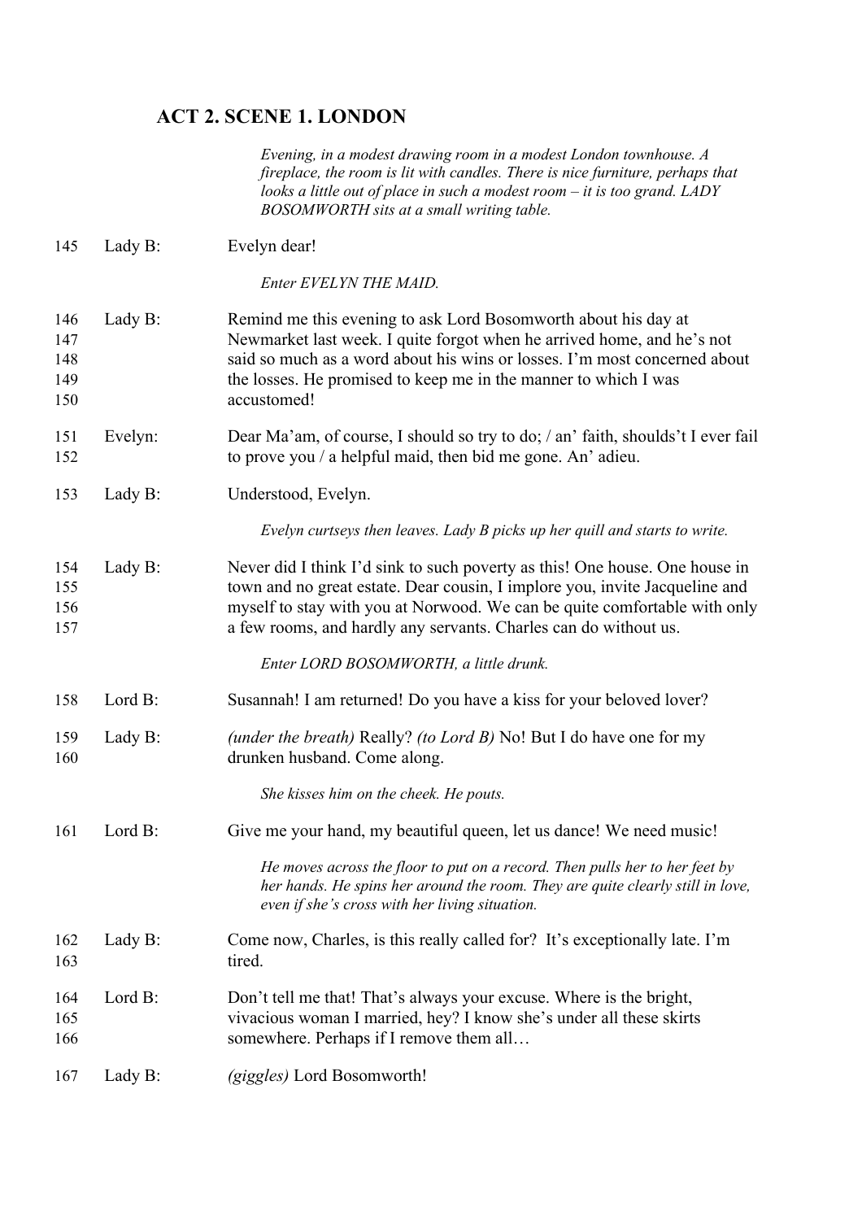## ACT 2. SCENE 1. LONDON

*Evening, in a modest drawing room in a modest London townhouse. A fireplace, the room is lit with candles. There is nice furniture, perhaps that looks a little out of place in such a modest room – it is too grand. LADY BOSOMWORTH sits at a small writing table.*

| | | |
|---|---|---|
| 145 | Lady B: | Evelyn dear! |
| | | *Enter EVELYN THE MAID.* |
| 146<br>147<br>148<br>149<br>150 | Lady B: | Remind me this evening to ask Lord Bosomworth about his day at Newmarket last week. I quite forgot when he arrived home, and he's not said so much as a word about his wins or losses. I'm most concerned about the losses. He promised to keep me in the manner to which I was accustomed! |
| 151<br>152 | Evelyn: | Dear Ma'am, of course, I should so try to do; / an' faith, shoulds't I ever fail to prove you / a helpful maid, then bid me gone. An' adieu. |
| 153 | Lady B: | Understood, Evelyn. |
| | | *Evelyn curtseys then leaves. Lady B picks up her quill and starts to write.* |
| 154<br>155<br>156<br>157 | Lady B: | Never did I think I'd sink to such poverty as this! One house. One house in town and no great estate. Dear cousin, I implore you, invite Jacqueline and myself to stay with you at Norwood. We can be quite comfortable with only a few rooms, and hardly any servants. Charles can do without us. |
| | | *Enter LORD BOSOMWORTH, a little drunk.* |
| 158 | Lord B: | Susannah! I am returned! Do you have a kiss for your beloved lover? |
| 159<br>160 | Lady B: | *(under the breath)* Really? *(to Lord B)* No! But I do have one for my drunken husband. Come along. |
| | | *She kisses him on the cheek. He pouts.* |
| 161 | Lord B: | Give me your hand, my beautiful queen, let us dance! We need music! |
| | | *He moves across the floor to put on a record. Then pulls her to her feet by her hands. He spins her around the room. They are quite clearly still in love, even if she's cross with her living situation.* |
| 162<br>163 | Lady B: | Come now, Charles, is this really called for? It's exceptionally late. I'm tired. |
| 164<br>165<br>166 | Lord B: | Don't tell me that! That's always your excuse. Where is the bright, vivacious woman I married, hey? I know she's under all these skirts somewhere. Perhaps if I remove them all… |
| 167 | Lady B: | *(giggles)* Lord Bosomworth! |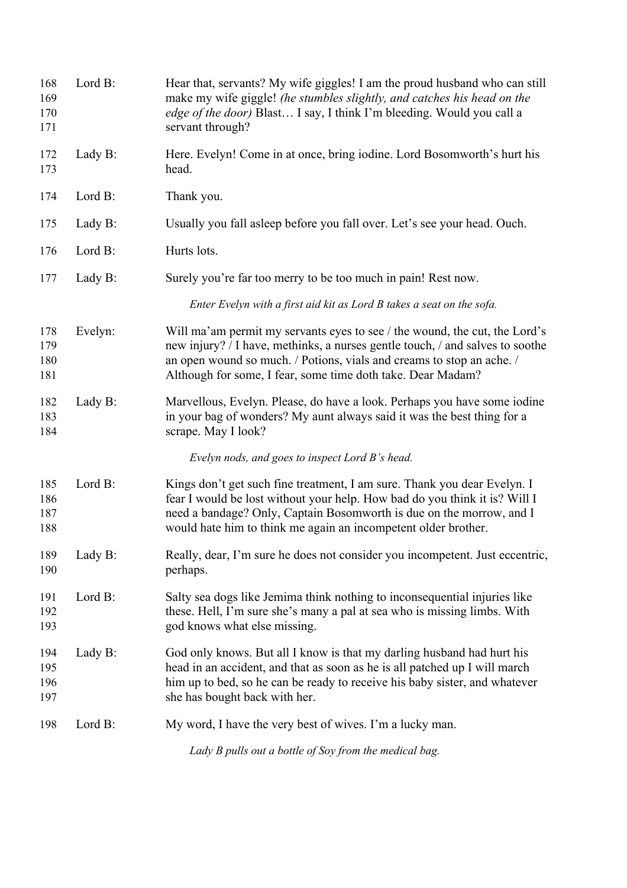| | | |
|---|---|---|
| 168<br>169<br>170<br>171 | Lord B: | Hear that, servants? My wife giggles! I am the proud husband who can still make my wife giggle! *(he stumbles slightly, and catches his head on the edge of the door)* Blast… I say, I think I'm bleeding. Would you call a servant through? |
| 172<br>173 | Lady B: | Here. Evelyn! Come in at once, bring iodine. Lord Bosomworth's hurt his head. |
| 174 | Lord B: | Thank you. |
| 175 | Lady B: | Usually you fall asleep before you fall over. Let's see your head. Ouch. |
| 176 | Lord B: | Hurts lots. |
| 177 | Lady B: | Surely you're far too merry to be too much in pain! Rest now. |
| | | *Enter Evelyn with a first aid kit as Lord B takes a seat on the sofa.* |
| 178<br>179<br>180<br>181 | Evelyn: | Will ma'am permit my servants eyes to see / the wound, the cut, the Lord's new injury? / I have, methinks, a nurses gentle touch, / and salves to soothe an open wound so much. / Potions, vials and creams to stop an ache. / Although for some, I fear, some time doth take. Dear Madam? |
| 182<br>183<br>184 | Lady B: | Marvellous, Evelyn. Please, do have a look. Perhaps you have some iodine in your bag of wonders? My aunt always said it was the best thing for a scrape. May I look? |
| | | *Evelyn nods, and goes to inspect Lord B's head.* |
| 185<br>186<br>187<br>188 | Lord B: | Kings don't get such fine treatment, I am sure. Thank you dear Evelyn. I fear I would be lost without your help. How bad do you think it is? Will I need a bandage? Only, Captain Bosomworth is due on the morrow, and I would hate him to think me again an incompetent older brother. |
| 189<br>190 | Lady B: | Really, dear, I'm sure he does not consider you incompetent. Just eccentric, perhaps. |
| 191<br>192<br>193 | Lord B: | Salty sea dogs like Jemima think nothing to inconsequential injuries like these. Hell, I'm sure she's many a pal at sea who is missing limbs. With god knows what else missing. |
| 194<br>195<br>196<br>197 | Lady B: | God only knows. But all I know is that my darling husband had hurt his head in an accident, and that as soon as he is all patched up I will march him up to bed, so he can be ready to receive his baby sister, and whatever she has bought back with her. |
| 198 | Lord B: | My word, I have the very best of wives. I'm a lucky man. |
| | | *Lady B pulls out a bottle of Soy from the medical bag.* |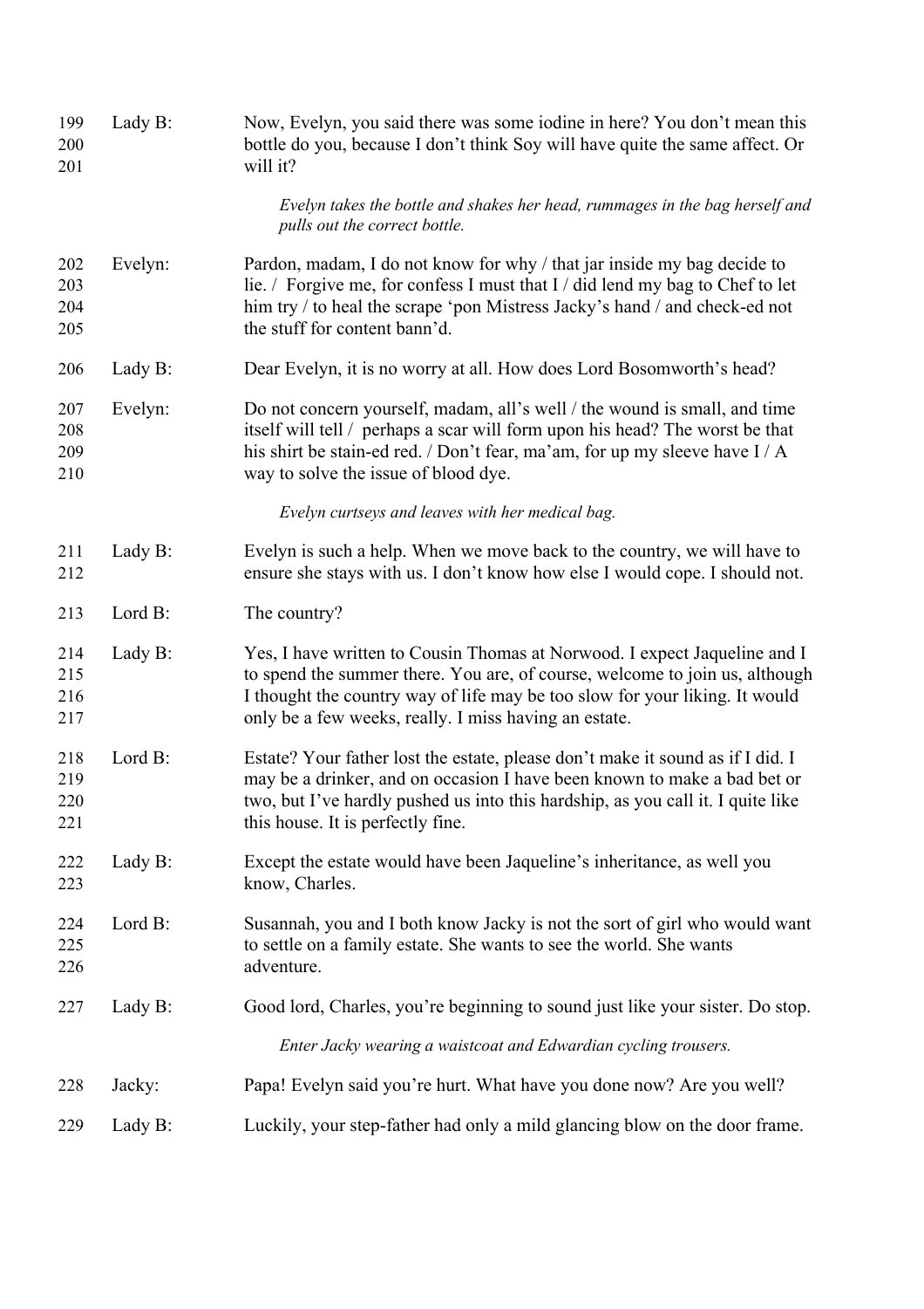| | | |
|---|---|---|
| 199<br>200<br>201 | Lady B: | Now, Evelyn, you said there was some iodine in here? You don't mean this bottle do you, because I don't think Soy will have quite the same affect. Or will it? |
| | | *Evelyn takes the bottle and shakes her head, rummages in the bag herself and pulls out the correct bottle.* |
| 202<br>203<br>204<br>205 | Evelyn: | Pardon, madam, I do not know for why / that jar inside my bag decide to lie. / Forgive me, for confess I must that I / did lend my bag to Chef to let him try / to heal the scrape 'pon Mistress Jacky's hand / and check-ed not the stuff for content bann'd. |
| 206 | Lady B: | Dear Evelyn, it is no worry at all. How does Lord Bosomworth's head? |
| 207<br>208<br>209<br>210 | Evelyn: | Do not concern yourself, madam, all's well / the wound is small, and time itself will tell / perhaps a scar will form upon his head? The worst be that his shirt be stain-ed red. / Don't fear, ma'am, for up my sleeve have I / A way to solve the issue of blood dye. |
| | | *Evelyn curtseys and leaves with her medical bag.* |
| 211<br>212 | Lady B: | Evelyn is such a help. When we move back to the country, we will have to ensure she stays with us. I don't know how else I would cope. I should not. |
| 213 | Lord B: | The country? |
| 214<br>215<br>216<br>217 | Lady B: | Yes, I have written to Cousin Thomas at Norwood. I expect Jaqueline and I to spend the summer there. You are, of course, welcome to join us, although I thought the country way of life may be too slow for your liking. It would only be a few weeks, really. I miss having an estate. |
| 218<br>219<br>220<br>221 | Lord B: | Estate? Your father lost the estate, please don't make it sound as if I did. I may be a drinker, and on occasion I have been known to make a bad bet or two, but I've hardly pushed us into this hardship, as you call it. I quite like this house. It is perfectly fine. |
| 222<br>223 | Lady B: | Except the estate would have been Jaqueline's inheritance, as well you know, Charles. |
| 224<br>225<br>226 | Lord B: | Susannah, you and I both know Jacky is not the sort of girl who would want to settle on a family estate. She wants to see the world. She wants adventure. |
| 227 | Lady B: | Good lord, Charles, you're beginning to sound just like your sister. Do stop. |
| | | *Enter Jacky wearing a waistcoat and Edwardian cycling trousers.* |
| 228 | Jacky: | Papa! Evelyn said you're hurt. What have you done now? Are you well? |
| 229 | Lady B: | Luckily, your step-father had only a mild glancing blow on the door frame. |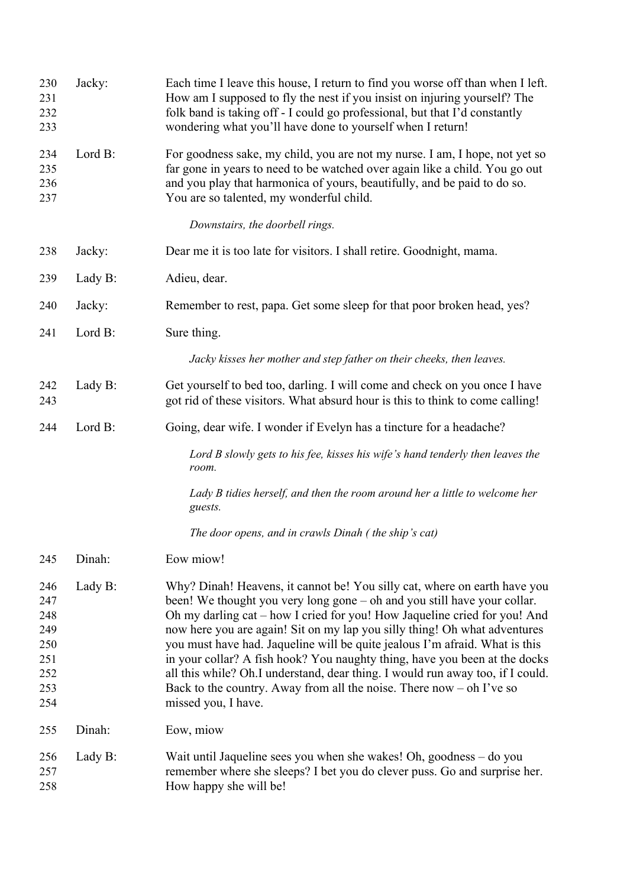| | | |
|---|---|---|
| 230<br>231<br>232<br>233 | Jacky: | Each time I leave this house, I return to find you worse off than when I left. How am I supposed to fly the nest if you insist on injuring yourself? The folk band is taking off - I could go professional, but that I'd constantly wondering what you'll have done to yourself when I return! |
| 234<br>235<br>236<br>237 | Lord B: | For goodness sake, my child, you are not my nurse. I am, I hope, not yet so far gone in years to need to be watched over again like a child. You go out and you play that harmonica of yours, beautifully, and be paid to do so. You are so talented, my wonderful child. |
| | | *Downstairs, the doorbell rings.* |
| 238 | Jacky: | Dear me it is too late for visitors. I shall retire. Goodnight, mama. |
| 239 | Lady B: | Adieu, dear. |
| 240 | Jacky: | Remember to rest, papa. Get some sleep for that poor broken head, yes? |
| 241 | Lord B: | Sure thing. |
| | | *Jacky kisses her mother and step father on their cheeks, then leaves.* |
| 242<br>243 | Lady B: | Get yourself to bed too, darling. I will come and check on you once I have got rid of these visitors. What absurd hour is this to think to come calling! |
| 244 | Lord B: | Going, dear wife. I wonder if Evelyn has a tincture for a headache? |
| | | *Lord B slowly gets to his fee, kisses his wife's hand tenderly then leaves the room.* |
| | | *Lady B tidies herself, and then the room around her a little to welcome her guests.* |
| | | *The door opens, and in crawls Dinah ( the ship's cat)* |
| 245 | Dinah: | Eow miow! |
| 246<br>247<br>248<br>249<br>250<br>251<br>252<br>253<br>254 | Lady B: | Why? Dinah! Heavens, it cannot be! You silly cat, where on earth have you been! We thought you very long gone – oh and you still have your collar. Oh my darling cat – how I cried for you! How Jaqueline cried for you! And now here you are again! Sit on my lap you silly thing! Oh what adventures you must have had. Jaqueline will be quite jealous I'm afraid. What is this in your collar? A fish hook? You naughty thing, have you been at the docks all this while? Oh.I understand, dear thing. I would run away too, if I could. Back to the country. Away from all the noise. There now – oh I've so missed you, I have. |
| 255 | Dinah: | Eow, miow |
| 256<br>257<br>258 | Lady B: | Wait until Jaqueline sees you when she wakes! Oh, goodness – do you remember where she sleeps? I bet you do clever puss. Go and surprise her. How happy she will be! |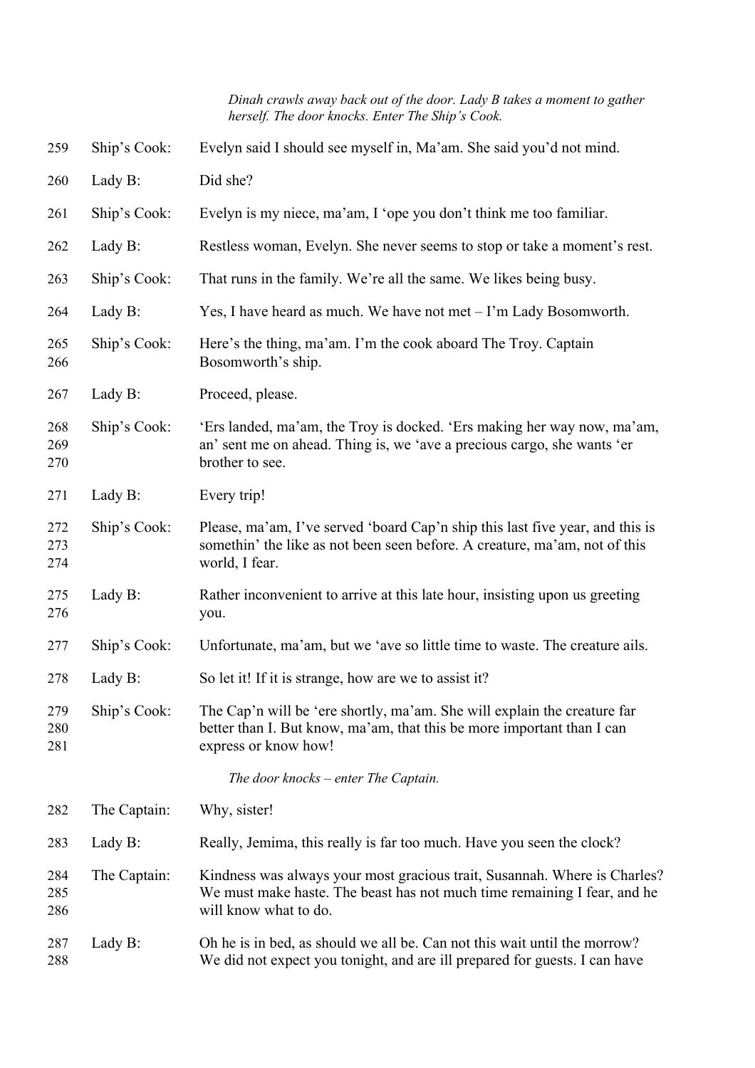*Dinah crawls away back out of the door. Lady B takes a moment to gather herself. The door knocks. Enter The Ship's Cook.*

| | | |
|---|---|---|
| 259 | Ship's Cook: | Evelyn said I should see myself in, Ma'am. She said you'd not mind. |
| 260 | Lady B: | Did she? |
| 261 | Ship's Cook: | Evelyn is my niece, ma'am, I 'ope you don't think me too familiar. |
| 262 | Lady B: | Restless woman, Evelyn. She never seems to stop or take a moment's rest. |
| 263 | Ship's Cook: | That runs in the family. We're all the same. We likes being busy. |
| 264 | Lady B: | Yes, I have heard as much. We have not met – I'm Lady Bosomworth. |
| 265<br>266 | Ship's Cook: | Here's the thing, ma'am. I'm the cook aboard The Troy. Captain Bosomworth's ship. |
| 267 | Lady B: | Proceed, please. |
| 268<br>269<br>270 | Ship's Cook: | 'Ers landed, ma'am, the Troy is docked. 'Ers making her way now, ma'am, an' sent me on ahead. Thing is, we 'ave a precious cargo, she wants 'er brother to see. |
| 271 | Lady B: | Every trip! |
| 272<br>273<br>274 | Ship's Cook: | Please, ma'am, I've served 'board Cap'n ship this last five year, and this is somethin' the like as not been seen before. A creature, ma'am, not of this world, I fear. |
| 275<br>276 | Lady B: | Rather inconvenient to arrive at this late hour, insisting upon us greeting you. |
| 277 | Ship's Cook: | Unfortunate, ma'am, but we 'ave so little time to waste. The creature ails. |
| 278 | Lady B: | So let it! If it is strange, how are we to assist it? |
| 279<br>280<br>281 | Ship's Cook: | The Cap'n will be 'ere shortly, ma'am. She will explain the creature far better than I. But know, ma'am, that this be more important than I can express or know how! |

*The door knocks – enter The Captain.*

| | | |
|---|---|---|
| 282 | The Captain: | Why, sister! |
| 283 | Lady B: | Really, Jemima, this really is far too much. Have you seen the clock? |
| 284<br>285<br>286 | The Captain: | Kindness was always your most gracious trait, Susannah. Where is Charles? We must make haste. The beast has not much time remaining I fear, and he will know what to do. |
| 287<br>288 | Lady B: | Oh he is in bed, as should we all be. Can not this wait until the morrow? We did not expect you tonight, and are ill prepared for guests. I can have |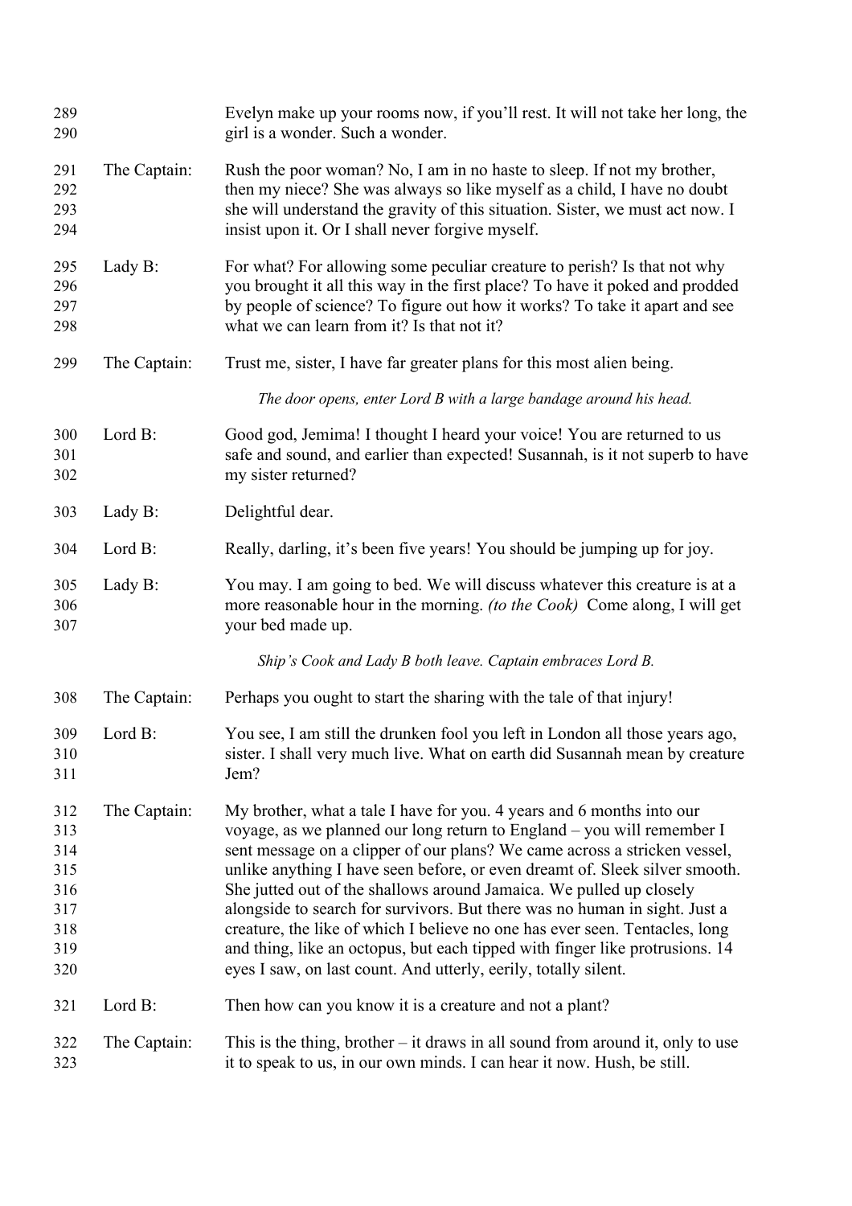289 Evelyn make up your rooms now, if you'll rest. It will not take her long, the
290 girl is a wonder. Such a wonder.

291 **The Captain:** Rush the poor woman? No, I am in no haste to sleep. If not my brother,
292 then my niece? She was always so like myself as a child, I have no doubt
293 she will understand the gravity of this situation. Sister, we must act now. I
294 insist upon it. Or I shall never forgive myself.

295 **Lady B:** For what? For allowing some peculiar creature to perish? Is that not why
296 you brought it all this way in the first place? To have it poked and prodded
297 by people of science? To figure out how it works? To take it apart and see
298 what we can learn from it? Is that not it?

299 **The Captain:** Trust me, sister, I have far greater plans for this most alien being.

*The door opens, enter Lord B with a large bandage around his head.*

300 **Lord B:** Good god, Jemima! I thought I heard your voice! You are returned to us
301 safe and sound, and earlier than expected! Susannah, is it not superb to have
302 my sister returned?

303 **Lady B:** Delightful dear.

304 **Lord B:** Really, darling, it's been five years! You should be jumping up for joy.

305 **Lady B:** You may. I am going to bed. We will discuss whatever this creature is at a
306 more reasonable hour in the morning. *(to the Cook)* Come along, I will get
307 your bed made up.

*Ship's Cook and Lady B both leave. Captain embraces Lord B.*

308 **The Captain:** Perhaps you ought to start the sharing with the tale of that injury!

309 **Lord B:** You see, I am still the drunken fool you left in London all those years ago,
310 sister. I shall very much live. What on earth did Susannah mean by creature
311 Jem?

312 **The Captain:** My brother, what a tale I have for you. 4 years and 6 months into our
313 voyage, as we planned our long return to England – you will remember I
314 sent message on a clipper of our plans? We came across a stricken vessel,
315 unlike anything I have seen before, or even dreamt of. Sleek silver smooth.
316 She jutted out of the shallows around Jamaica. We pulled up closely
317 alongside to search for survivors. But there was no human in sight. Just a
318 creature, the like of which I believe no one has ever seen. Tentacles, long
319 and thing, like an octopus, but each tipped with finger like protrusions. 14
320 eyes I saw, on last count. And utterly, eerily, totally silent.

321 **Lord B:** Then how can you know it is a creature and not a plant?

322 **The Captain:** This is the thing, brother – it draws in all sound from around it, only to use
323 it to speak to us, in our own minds. I can hear it now. Hush, be still.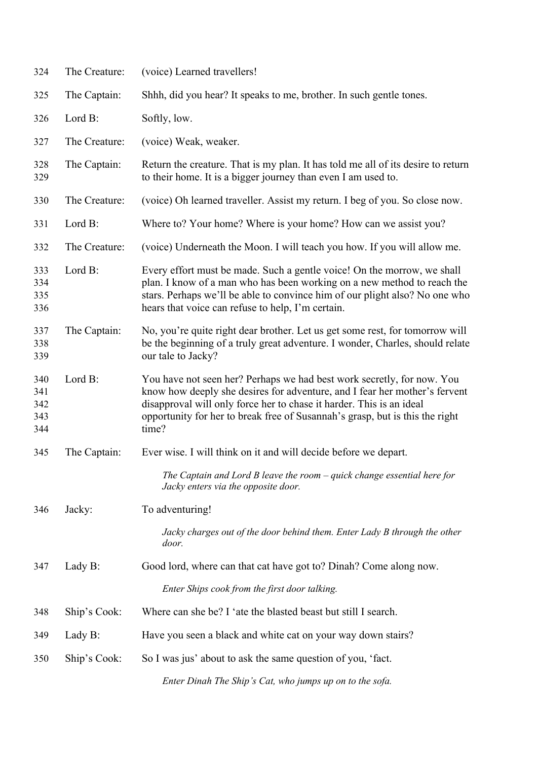| | | |
|---|---|---|
| 324 | The Creature: | (voice) Learned travellers! |
| 325 | The Captain: | Shhh, did you hear? It speaks to me, brother. In such gentle tones. |
| 326 | Lord B: | Softly, low. |
| 327 | The Creature: | (voice) Weak, weaker. |
| 328<br>329 | The Captain: | Return the creature. That is my plan. It has told me all of its desire to return to their home. It is a bigger journey than even I am used to. |
| 330 | The Creature: | (voice) Oh learned traveller. Assist my return. I beg of you. So close now. |
| 331 | Lord B: | Where to? Your home? Where is your home? How can we assist you? |
| 332 | The Creature: | (voice) Underneath the Moon. I will teach you how. If you will allow me. |
| 333<br>334<br>335<br>336 | Lord B: | Every effort must be made. Such a gentle voice! On the morrow, we shall plan. I know of a man who has been working on a new method to reach the stars. Perhaps we'll be able to convince him of our plight also? No one who hears that voice can refuse to help, I'm certain. |
| 337<br>338<br>339 | The Captain: | No, you're quite right dear brother. Let us get some rest, for tomorrow will be the beginning of a truly great adventure. I wonder, Charles, should relate our tale to Jacky? |
| 340<br>341<br>342<br>343<br>344 | Lord B: | You have not seen her? Perhaps we had best work secretly, for now. You know how deeply she desires for adventure, and I fear her mother's fervent disapproval will only force her to chase it harder. This is an ideal opportunity for her to break free of Susannah's grasp, but is this the right time? |
| 345 | The Captain: | Ever wise. I will think on it and will decide before we depart. |
| | | *The Captain and Lord B leave the room – quick change essential here for Jacky enters via the opposite door.* |
| 346 | Jacky: | To adventuring! |
| | | *Jacky charges out of the door behind them. Enter Lady B through the other door.* |
| 347 | Lady B: | Good lord, where can that cat have got to? Dinah? Come along now. |
| | | *Enter Ships cook from the first door talking.* |
| 348 | Ship's Cook: | Where can she be? I 'ate the blasted beast but still I search. |
| 349 | Lady B: | Have you seen a black and white cat on your way down stairs? |
| 350 | Ship's Cook: | So I was jus' about to ask the same question of you, 'fact. |
| | | *Enter Dinah The Ship's Cat, who jumps up on to the sofa.* |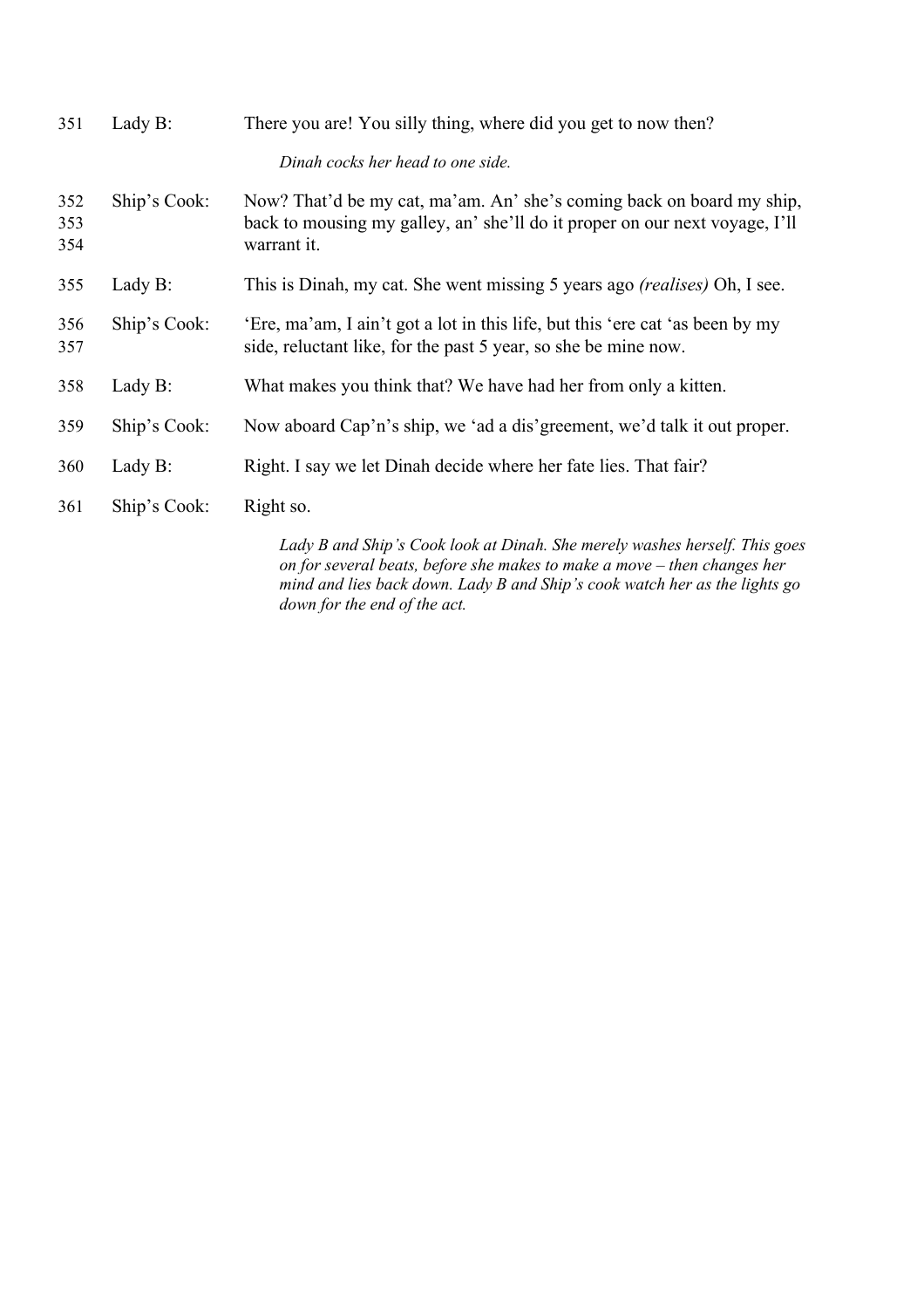351 Lady B: There you are! You silly thing, where did you get to now then?

*Dinah cocks her head to one side.*

352 Ship's Cook: Now? That'd be my cat, ma'am. An' she's coming back on board my ship,
353 back to mousing my galley, an' she'll do it proper on our next voyage, I'll
354 warrant it.

355 Lady B: This is Dinah, my cat. She went missing 5 years ago *(realises)* Oh, I see.

356 Ship's Cook: 'Ere, ma'am, I ain't got a lot in this life, but this 'ere cat 'as been by my
357 side, reluctant like, for the past 5 year, so she be mine now.

358 Lady B: What makes you think that? We have had her from only a kitten.

359 Ship's Cook: Now aboard Cap'n's ship, we 'ad a dis'greement, we'd talk it out proper.

360 Lady B: Right. I say we let Dinah decide where her fate lies. That fair?

361 Ship's Cook: Right so.

*Lady B and Ship's Cook look at Dinah. She merely washes herself. This goes on for several beats, before she makes to make a move – then changes her mind and lies back down. Lady B and Ship's cook watch her as the lights go down for the end of the act.*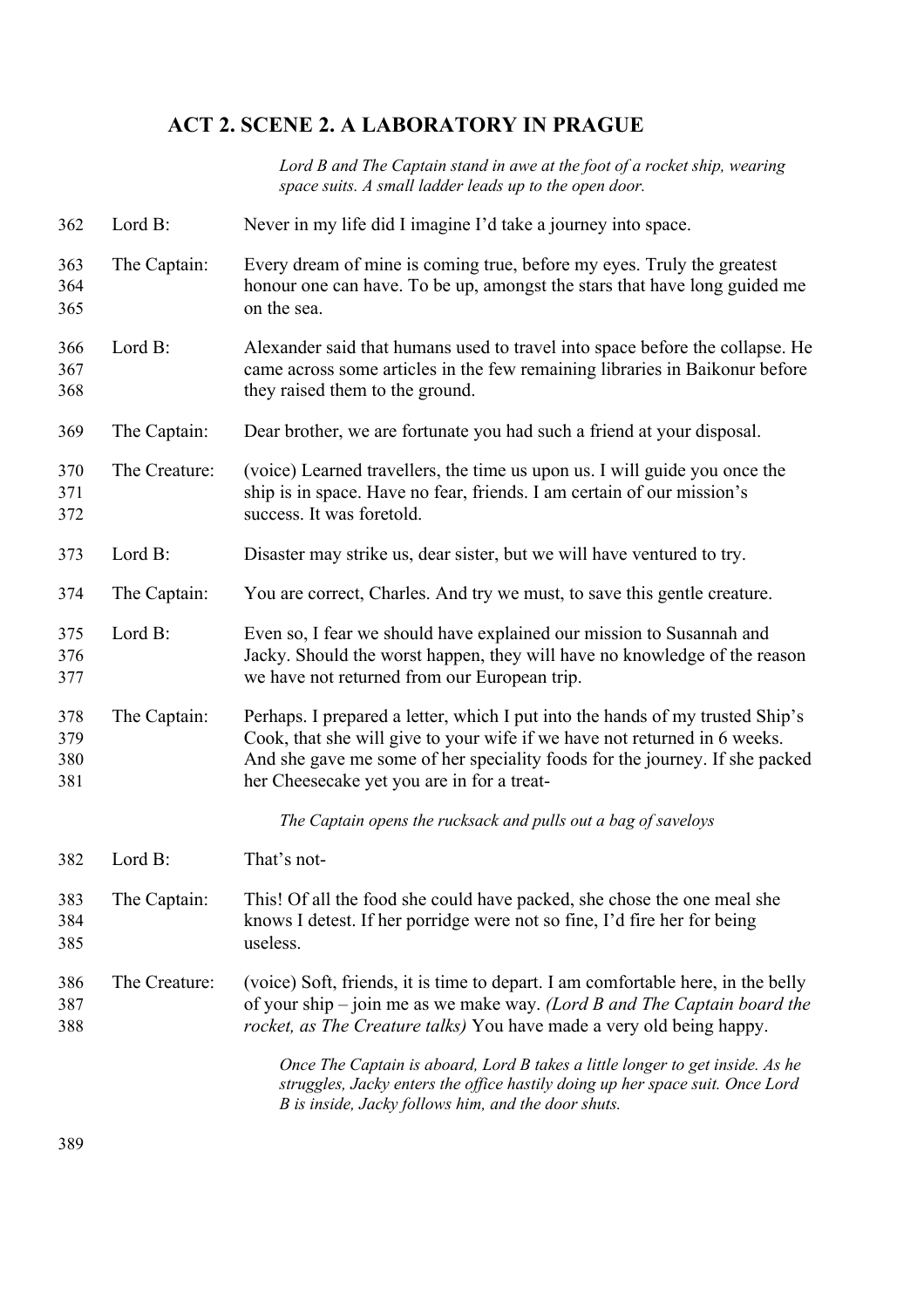## ACT 2. SCENE 2. A LABORATORY IN PRAGUE

*Lord B and The Captain stand in awe at the foot of a rocket ship, wearing space suits. A small ladder leads up to the open door.*

362 Lord B: Never in my life did I imagine I'd take a journey into space.

363–365 The Captain: Every dream of mine is coming true, before my eyes. Truly the greatest honour one can have. To be up, amongst the stars that have long guided me on the sea.

366–368 Lord B: Alexander said that humans used to travel into space before the collapse. He came across some articles in the few remaining libraries in Baikonur before they raised them to the ground.

369 The Captain: Dear brother, we are fortunate you had such a friend at your disposal.

370–372 The Creature: (voice) Learned travellers, the time us upon us. I will guide you once the ship is in space. Have no fear, friends. I am certain of our mission's success. It was foretold.

373 Lord B: Disaster may strike us, dear sister, but we will have ventured to try.

374 The Captain: You are correct, Charles. And try we must, to save this gentle creature.

375–377 Lord B: Even so, I fear we should have explained our mission to Susannah and Jacky. Should the worst happen, they will have no knowledge of the reason we have not returned from our European trip.

378–381 The Captain: Perhaps. I prepared a letter, which I put into the hands of my trusted Ship's Cook, that she will give to your wife if we have not returned in 6 weeks. And she gave me some of her speciality foods for the journey. If she packed her Cheesecake yet you are in for a treat-

*The Captain opens the rucksack and pulls out a bag of saveloys*

382 Lord B: That's not-

383–385 The Captain: This! Of all the food she could have packed, she chose the one meal she knows I detest. If her porridge were not so fine, I'd fire her for being useless.

386–388 The Creature: (voice) Soft, friends, it is time to depart. I am comfortable here, in the belly of your ship – join me as we make way. *(Lord B and The Captain board the rocket, as The Creature talks)* You have made a very old being happy.

*Once The Captain is aboard, Lord B takes a little longer to get inside. As he struggles, Jacky enters the office hastily doing up her space suit. Once Lord B is inside, Jacky follows him, and the door shuts.*

389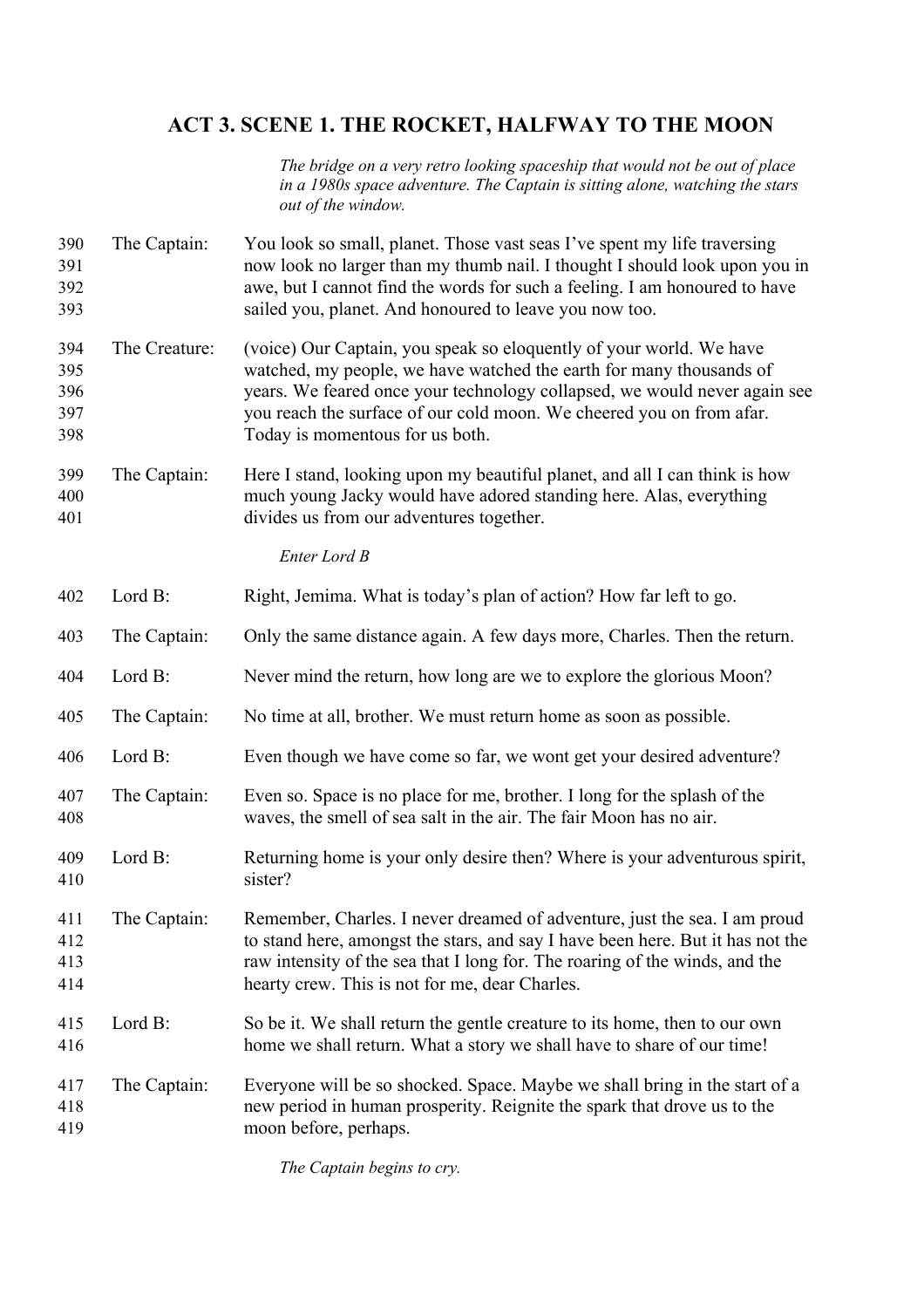## ACT 3. SCENE 1. THE ROCKET, HALFWAY TO THE MOON

*The bridge on a very retro looking spaceship that would not be out of place in a 1980s space adventure. The Captain is sitting alone, watching the stars out of the window.*

390 The Captain: You look so small, planet. Those vast seas I've spent my life traversing
391 now look no larger than my thumb nail. I thought I should look upon you in
392 awe, but I cannot find the words for such a feeling. I am honoured to have
393 sailed you, planet. And honoured to leave you now too.

394 The Creature: (voice) Our Captain, you speak so eloquently of your world. We have
395 watched, my people, we have watched the earth for many thousands of
396 years. We feared once your technology collapsed, we would never again see
397 you reach the surface of our cold moon. We cheered you on from afar.
398 Today is momentous for us both.

399 The Captain: Here I stand, looking upon my beautiful planet, and all I can think is how
400 much young Jacky would have adored standing here. Alas, everything
401 divides us from our adventures together.

*Enter Lord B*

402 Lord B: Right, Jemima. What is today's plan of action? How far left to go.

403 The Captain: Only the same distance again. A few days more, Charles. Then the return.

404 Lord B: Never mind the return, how long are we to explore the glorious Moon?

405 The Captain: No time at all, brother. We must return home as soon as possible.

406 Lord B: Even though we have come so far, we wont get your desired adventure?

407 The Captain: Even so. Space is no place for me, brother. I long for the splash of the
408 waves, the smell of sea salt in the air. The fair Moon has no air.

409 Lord B: Returning home is your only desire then? Where is your adventurous spirit,
410 sister?

411 The Captain: Remember, Charles. I never dreamed of adventure, just the sea. I am proud
412 to stand here, amongst the stars, and say I have been here. But it has not the
413 raw intensity of the sea that I long for. The roaring of the winds, and the
414 hearty crew. This is not for me, dear Charles.

415 Lord B: So be it. We shall return the gentle creature to its home, then to our own
416 home we shall return. What a story we shall have to share of our time!

417 The Captain: Everyone will be so shocked. Space. Maybe we shall bring in the start of a
418 new period in human prosperity. Reignite the spark that drove us to the
419 moon before, perhaps.

*The Captain begins to cry.*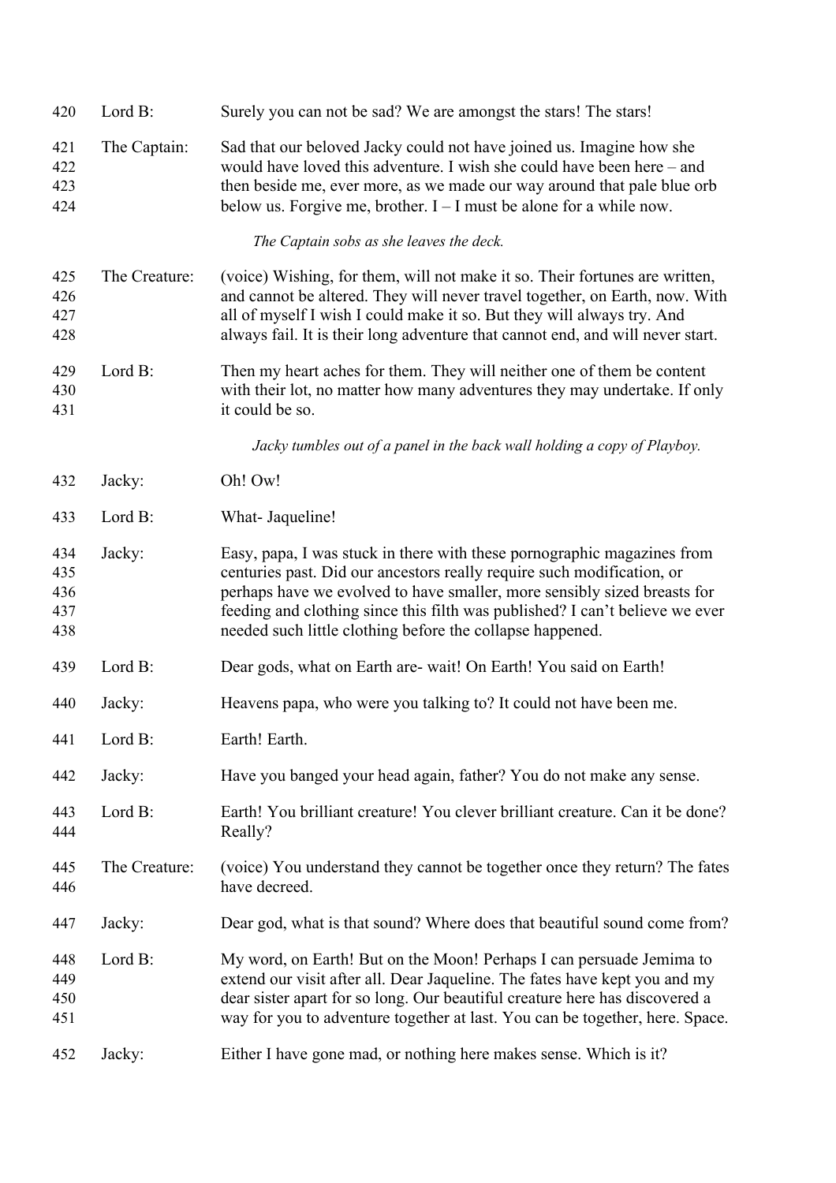420 Lord B: Surely you can not be sad? We are amongst the stars! The stars!

421–424 The Captain: Sad that our beloved Jacky could not have joined us. Imagine how she would have loved this adventure. I wish she could have been here – and then beside me, ever more, as we made our way around that pale blue orb below us. Forgive me, brother. I – I must be alone for a while now.

*The Captain sobs as she leaves the deck.*

425–428 The Creature: (voice) Wishing, for them, will not make it so. Their fortunes are written, and cannot be altered. They will never travel together, on Earth, now. With all of myself I wish I could make it so. But they will always try. And always fail. It is their long adventure that cannot end, and will never start.

429–431 Lord B: Then my heart aches for them. They will neither one of them be content with their lot, no matter how many adventures they may undertake. If only it could be so.

*Jacky tumbles out of a panel in the back wall holding a copy of Playboy.*

432 Jacky: Oh! Ow!

433 Lord B: What- Jaqueline!

434–438 Jacky: Easy, papa, I was stuck in there with these pornographic magazines from centuries past. Did our ancestors really require such modification, or perhaps have we evolved to have smaller, more sensibly sized breasts for feeding and clothing since this filth was published? I can't believe we ever needed such little clothing before the collapse happened.

439 Lord B: Dear gods, what on Earth are- wait! On Earth! You said on Earth!

440 Jacky: Heavens papa, who were you talking to? It could not have been me.

441 Lord B: Earth! Earth.

442 Jacky: Have you banged your head again, father? You do not make any sense.

443–444 Lord B: Earth! You brilliant creature! You clever brilliant creature. Can it be done? Really?

445–446 The Creature: (voice) You understand they cannot be together once they return? The fates have decreed.

447 Jacky: Dear god, what is that sound? Where does that beautiful sound come from?

448–451 Lord B: My word, on Earth! But on the Moon! Perhaps I can persuade Jemima to extend our visit after all. Dear Jaqueline. The fates have kept you and my dear sister apart for so long. Our beautiful creature here has discovered a way for you to adventure together at last. You can be together, here. Space.

452 Jacky: Either I have gone mad, or nothing here makes sense. Which is it?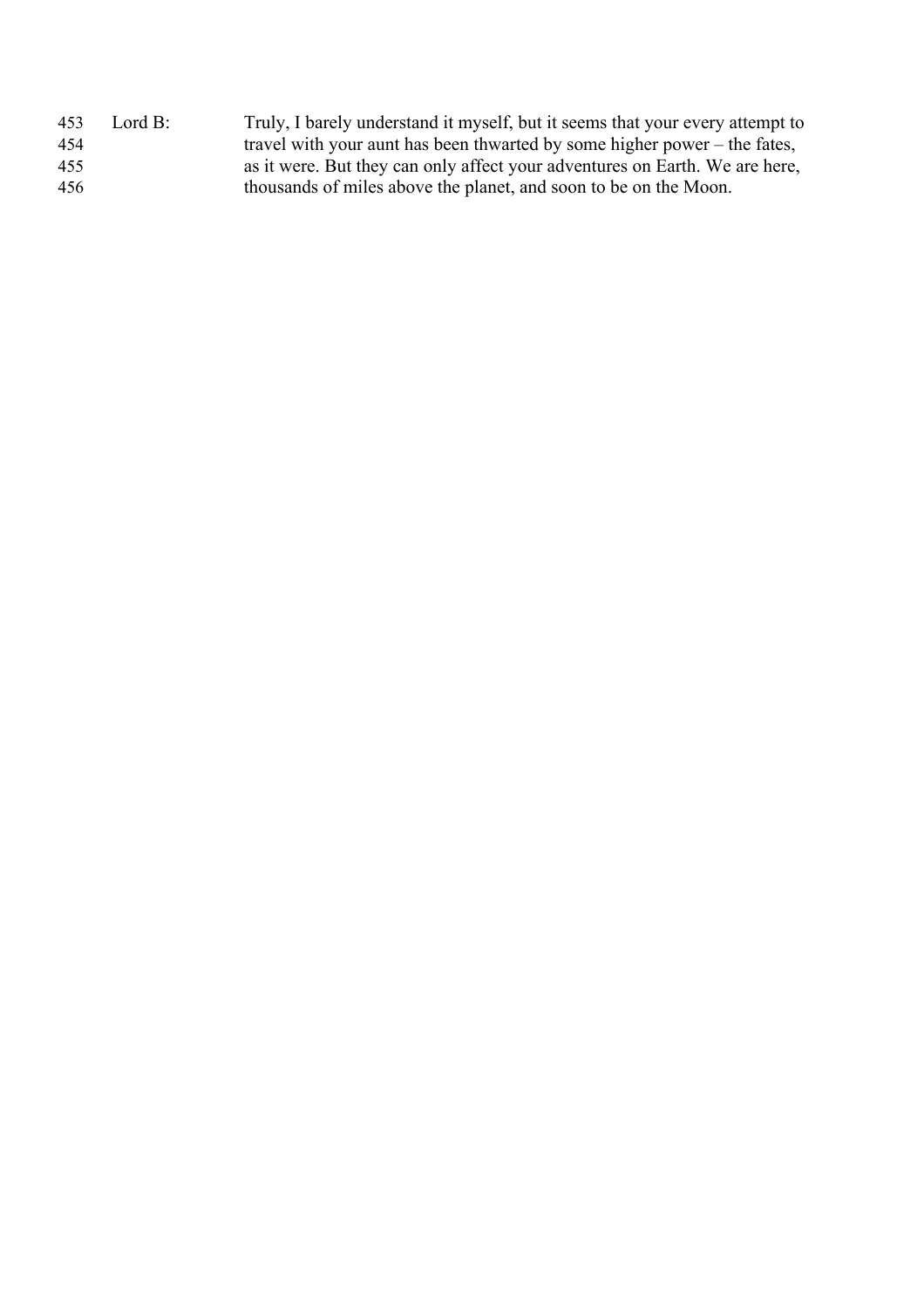453 Lord B: Truly, I barely understand it myself, but it seems that your every attempt to
454 travel with your aunt has been thwarted by some higher power – the fates,
455 as it were. But they can only affect your adventures on Earth. We are here,
456 thousands of miles above the planet, and soon to be on the Moon.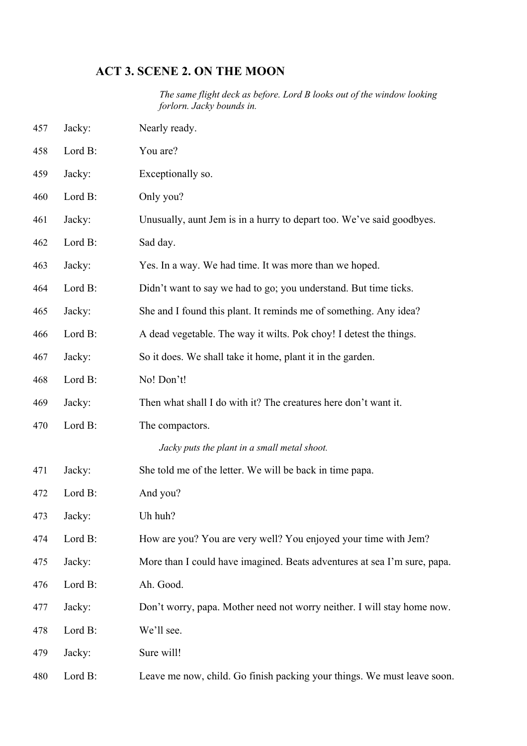## ACT 3. SCENE 2. ON THE MOON

*The same flight deck as before. Lord B looks out of the window looking forlorn. Jacky bounds in.*

457 Jacky: Nearly ready.

458 Lord B: You are?

459 Jacky: Exceptionally so.

460 Lord B: Only you?

461 Jacky: Unusually, aunt Jem is in a hurry to depart too. We've said goodbyes.

462 Lord B: Sad day.

463 Jacky: Yes. In a way. We had time. It was more than we hoped.

464 Lord B: Didn't want to say we had to go; you understand. But time ticks.

465 Jacky: She and I found this plant. It reminds me of something. Any idea?

466 Lord B: A dead vegetable. The way it wilts. Pok choy! I detest the things.

467 Jacky: So it does. We shall take it home, plant it in the garden.

468 Lord B: No! Don't!

469 Jacky: Then what shall I do with it? The creatures here don't want it.

470 Lord B: The compactors.

*Jacky puts the plant in a small metal shoot.*

471 Jacky: She told me of the letter. We will be back in time papa.

472 Lord B: And you?

473 Jacky: Uh huh?

474 Lord B: How are you? You are very well? You enjoyed your time with Jem?

475 Jacky: More than I could have imagined. Beats adventures at sea I'm sure, papa.

476 Lord B: Ah. Good.

477 Jacky: Don't worry, papa. Mother need not worry neither. I will stay home now.

478 Lord B: We'll see.

479 Jacky: Sure will!

480 Lord B: Leave me now, child. Go finish packing your things. We must leave soon.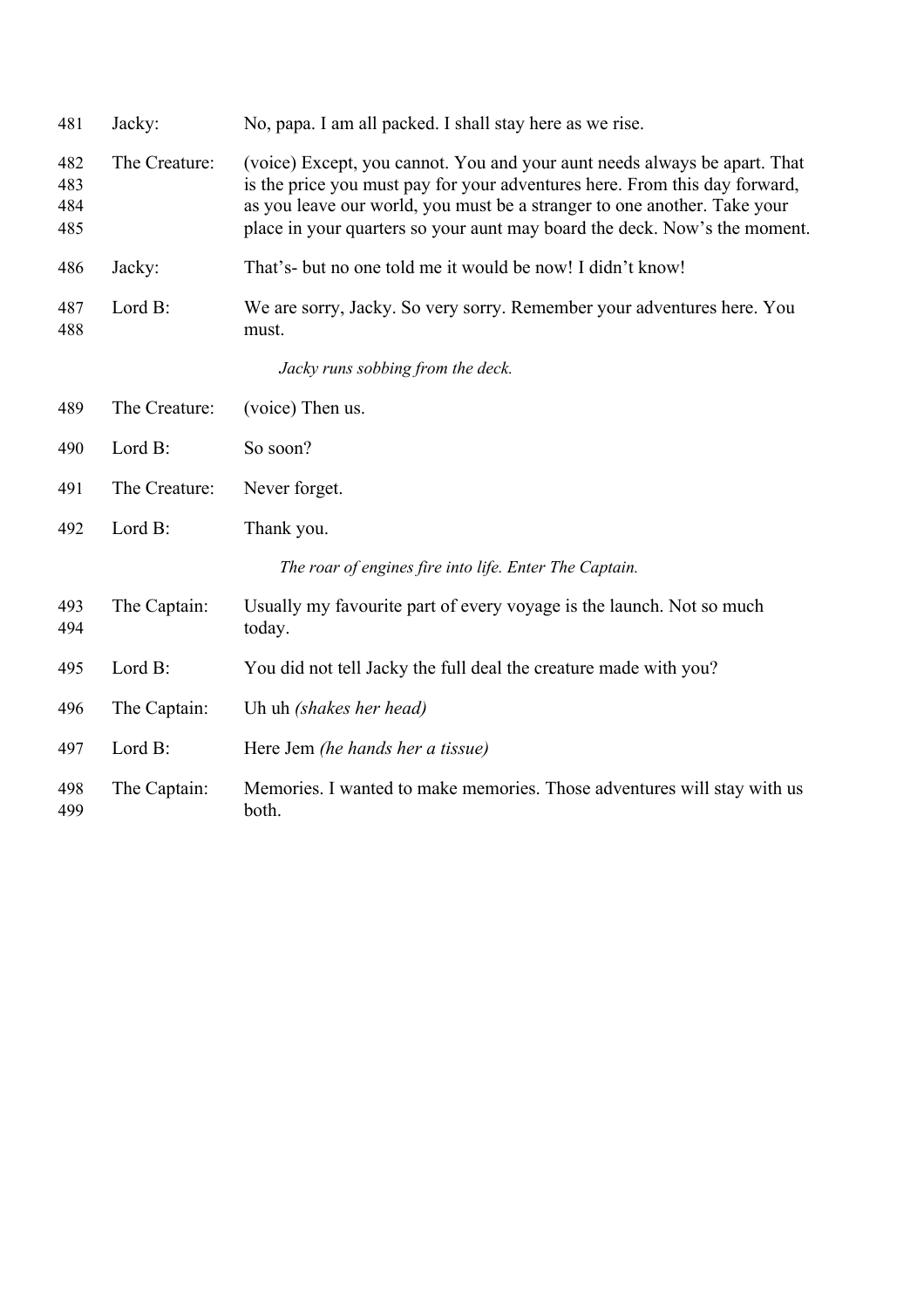481 Jacky: No, papa. I am all packed. I shall stay here as we rise.

482 The Creature: (voice) Except, you cannot. You and your aunt needs always be apart. That
483 is the price you must pay for your adventures here. From this day forward,
484 as you leave our world, you must be a stranger to one another. Take your
485 place in your quarters so your aunt may board the deck. Now's the moment.

486 Jacky: That's- but no one told me it would be now! I didn't know!

487 Lord B: We are sorry, Jacky. So very sorry. Remember your adventures here. You
488 must.

*Jacky runs sobbing from the deck.*

489 The Creature: (voice) Then us.

490 Lord B: So soon?

491 The Creature: Never forget.

492 Lord B: Thank you.

*The roar of engines fire into life. Enter The Captain.*

493 The Captain: Usually my favourite part of every voyage is the launch. Not so much
494 today.

495 Lord B: You did not tell Jacky the full deal the creature made with you?

496 The Captain: Uh uh *(shakes her head)*

497 Lord B: Here Jem *(he hands her a tissue)*

498 The Captain: Memories. I wanted to make memories. Those adventures will stay with us
499 both.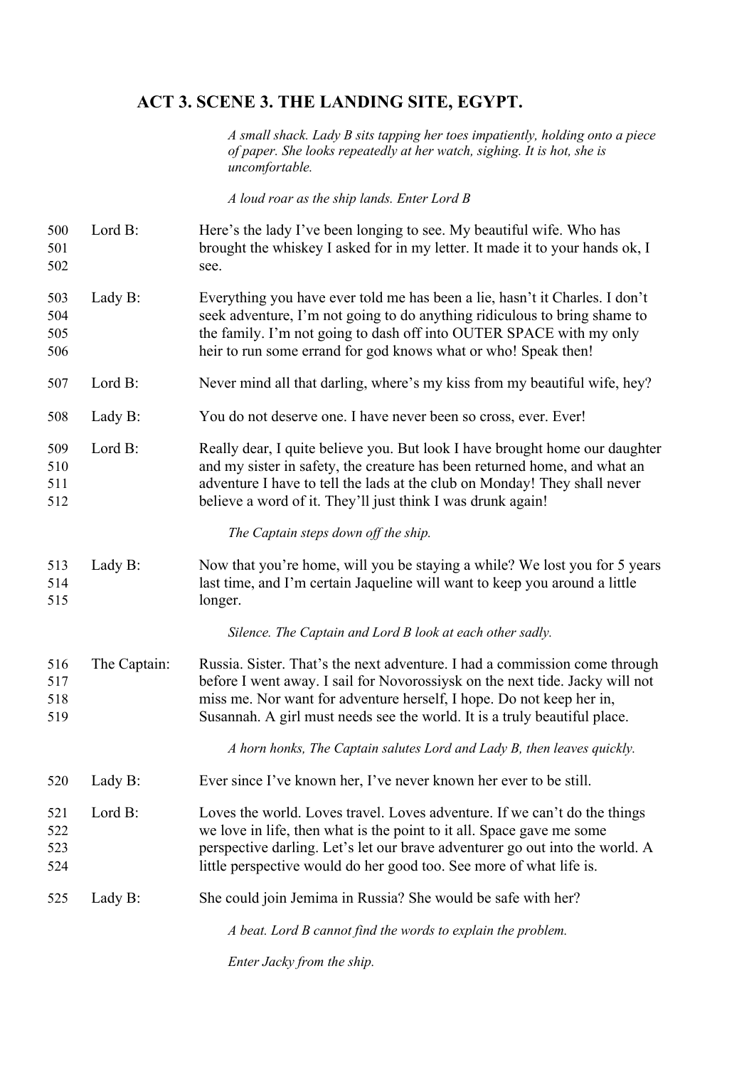## ACT 3. SCENE 3. THE LANDING SITE, EGYPT.

*A small shack. Lady B sits tapping her toes impatiently, holding onto a piece of paper. She looks repeatedly at her watch, sighing. It is hot, she is uncomfortable.*

*A loud roar as the ship lands. Enter Lord B*

500 **Lord B:** Here's the lady I've been longing to see. My beautiful wife. Who has brought the whiskey I asked for in my letter. It made it to your hands ok, I see.

503 **Lady B:** Everything you have ever told me has been a lie, hasn't it Charles. I don't seek adventure, I'm not going to do anything ridiculous to bring shame to the family. I'm not going to dash off into OUTER SPACE with my only heir to run some errand for god knows what or who! Speak then!

507 **Lord B:** Never mind all that darling, where's my kiss from my beautiful wife, hey?

508 **Lady B:** You do not deserve one. I have never been so cross, ever. Ever!

509 **Lord B:** Really dear, I quite believe you. But look I have brought home our daughter and my sister in safety, the creature has been returned home, and what an adventure I have to tell the lads at the club on Monday! They shall never believe a word of it. They'll just think I was drunk again!

*The Captain steps down off the ship.*

513 **Lady B:** Now that you're home, will you be staying a while? We lost you for 5 years last time, and I'm certain Jaqueline will want to keep you around a little longer.

*Silence. The Captain and Lord B look at each other sadly.*

516 **The Captain:** Russia. Sister. That's the next adventure. I had a commission come through before I went away. I sail for Novorossiysk on the next tide. Jacky will not miss me. Nor want for adventure herself, I hope. Do not keep her in, Susannah. A girl must needs see the world. It is a truly beautiful place.

*A horn honks, The Captain salutes Lord and Lady B, then leaves quickly.*

520 **Lady B:** Ever since I've known her, I've never known her ever to be still.

521 **Lord B:** Loves the world. Loves travel. Loves adventure. If we can't do the things we love in life, then what is the point to it all. Space gave me some perspective darling. Let's let our brave adventurer go out into the world. A little perspective would do her good too. See more of what life is.

525 **Lady B:** She could join Jemima in Russia? She would be safe with her?

*A beat. Lord B cannot find the words to explain the problem.*

*Enter Jacky from the ship.*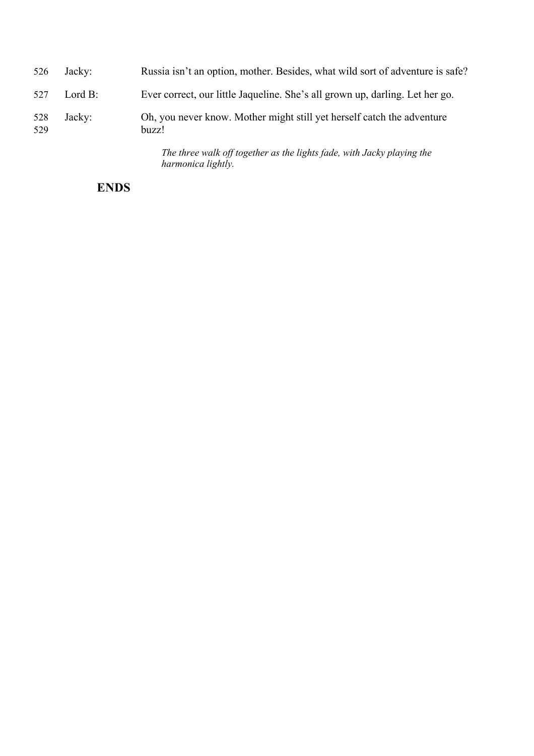526 Jacky: Russia isn't an option, mother. Besides, what wild sort of adventure is safe?

527 Lord B: Ever correct, our little Jaqueline. She's all grown up, darling. Let her go.

528 Jacky: Oh, you never know. Mother might still yet herself catch the adventure
529 buzz!

*The three walk off together as the lights fade, with Jacky playing the harmonica lightly.*

**ENDS**